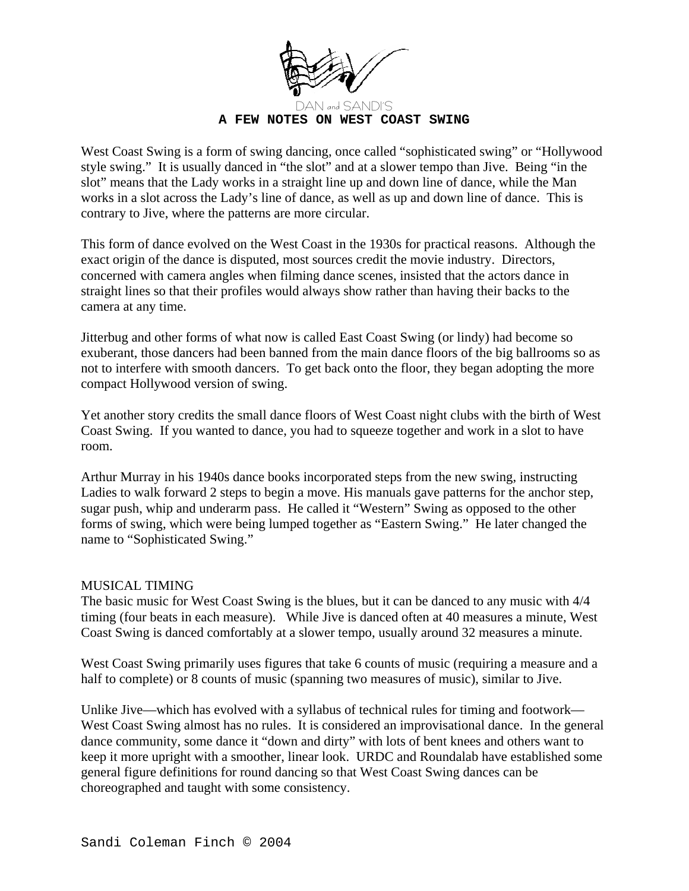DAN and SANDI'S

# A FEW NOTES ON WEST COAST SWING

West Coast Swing is a form of swing dancing, once called "sophisticated swing" or "Hollywood style swing." It is usually danced in "the slot" and at a slower tempo than Jive. Being "in the slot" means that the Lady works in a straight line up and down line of dance, while the Man works in a slot across the Lady's line of dance, as well as up and down line of dance. This is contrary to Jive, where the patterns are more circular.

This form of dance evolved on the West Coast in the 1930s for practical reasons. Although the exact origin of the dance is disputed, most sources credit the movie industry. Directors, concerned with camera angles when filming dance scenes, insisted that the actors dance in straight lines so that their profiles would always show rather than having their backs to the camera at any time.

Jitterbug and other forms of what now is called East Coast Swing (or lindy) had become so exuberant, those dancers had been banned from the main dance floors of the big ballrooms so as not to interfere with smooth dancers. To get back onto the floor, they began adopting the more compact Hollywood version of swing.

Yet another story credits the small dance floors of West Coast night clubs with the birth of West Coast Swing. If you wanted to dance, you had to squeeze together and work in a slot to have room.

Arthur Murray in his 1940s dance books incorporated steps from the new swing, instructing Ladies to walk forward 2 steps to begin a move. His manuals gave patterns for the anchor step, sugar push, whip and underarm pass. He called it "Western" Swing as opposed to the other forms of swing, which were being lumped together as "Eastern Swing." He later changed the name to "Sophisticated Swing."

## MUSICAL TIMING

The basic music for West Coast Swing is the blues, but it can be danced to any music with 4/4 timing (four beats in each measure). While Jive is danced often at 40 measures a minute, West Coast Swing is danced comfortably at a slower tempo, usually around 32 measures a minute.

West Coast Swing primarily uses figures that take 6 counts of music (requiring a measure and a half to complete) or 8 counts of music (spanning two measures of music), similar to Jive.

Unlike Jive—which has evolved with a syllabus of technical rules for timing and footwork—West Coast Swing almost has no rules. It is considered an improvisational dance. In the general dance community, some dance it "down and dirty" with lots of bent knees and others want to keep it more upright with a smoother, linear look. URDC and Roundalab have established some general figure definitions for round dancing so that West Coast Swing dances can be choreographed and taught with some consistency.

Sandi Coleman Finch © 2004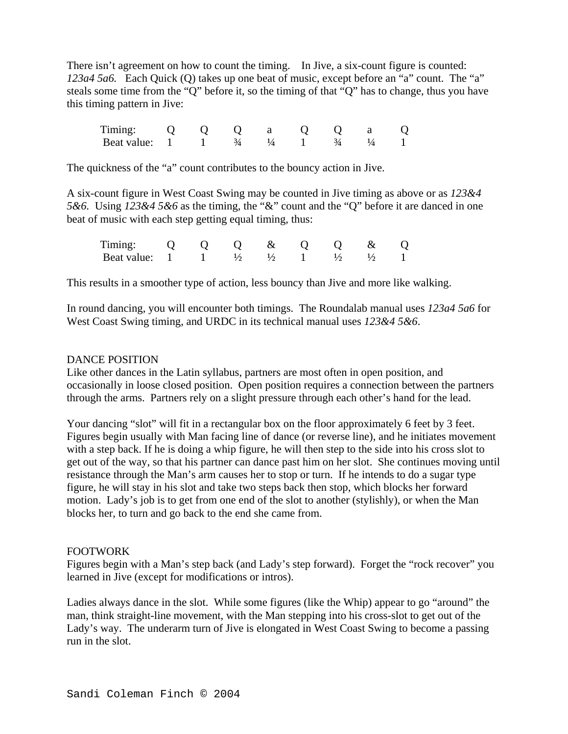There isn't agreement on how to count the timing. In Jive, a six-count figure is counted: *123a4 5a6.* Each Quick (Q) takes up one beat of music, except before an "a" count. The "a" steals some time from the "Q" before it, so the timing of that "Q" has to change, thus you have this timing pattern in Jive:

| Timing: | Q | Q | Q | a | Q | Q | a | Q |
|---|---|---|---|---|---|---|---|---|
| Beat value: | 1 | 1 | ¾ | ¼ | 1 | ¾ | ¼ | 1 |

The quickness of the "a" count contributes to the bouncy action in Jive.

A six-count figure in West Coast Swing may be counted in Jive timing as above or as *123&4 5&6*. Using *123&4 5&6* as the timing, the "&" count and the "Q" before it are danced in one beat of music with each step getting equal timing, thus:

| Timing: | Q | Q | Q | & | Q | Q | & | Q |
|---|---|---|---|---|---|---|---|---|
| Beat value: | 1 | 1 | ½ | ½ | 1 | ½ | ½ | 1 |

This results in a smoother type of action, less bouncy than Jive and more like walking.

In round dancing, you will encounter both timings. The Roundalab manual uses *123a4 5a6* for West Coast Swing timing, and URDC in its technical manual uses *123&4 5&6*.

## DANCE POSITION

Like other dances in the Latin syllabus, partners are most often in open position, and occasionally in loose closed position. Open position requires a connection between the partners through the arms. Partners rely on a slight pressure through each other's hand for the lead.

Your dancing "slot" will fit in a rectangular box on the floor approximately 6 feet by 3 feet. Figures begin usually with Man facing line of dance (or reverse line), and he initiates movement with a step back. If he is doing a whip figure, he will then step to the side into his cross slot to get out of the way, so that his partner can dance past him on her slot. She continues moving until resistance through the Man's arm causes her to stop or turn. If he intends to do a sugar type figure, he will stay in his slot and take two steps back then stop, which blocks her forward motion. Lady's job is to get from one end of the slot to another (stylishly), or when the Man blocks her, to turn and go back to the end she came from.

## FOOTWORK

Figures begin with a Man's step back (and Lady's step forward). Forget the "rock recover" you learned in Jive (except for modifications or intros).

Ladies always dance in the slot. While some figures (like the Whip) appear to go "around" the man, think straight-line movement, with the Man stepping into his cross-slot to get out of the Lady's way. The underarm turn of Jive is elongated in West Coast Swing to become a passing run in the slot.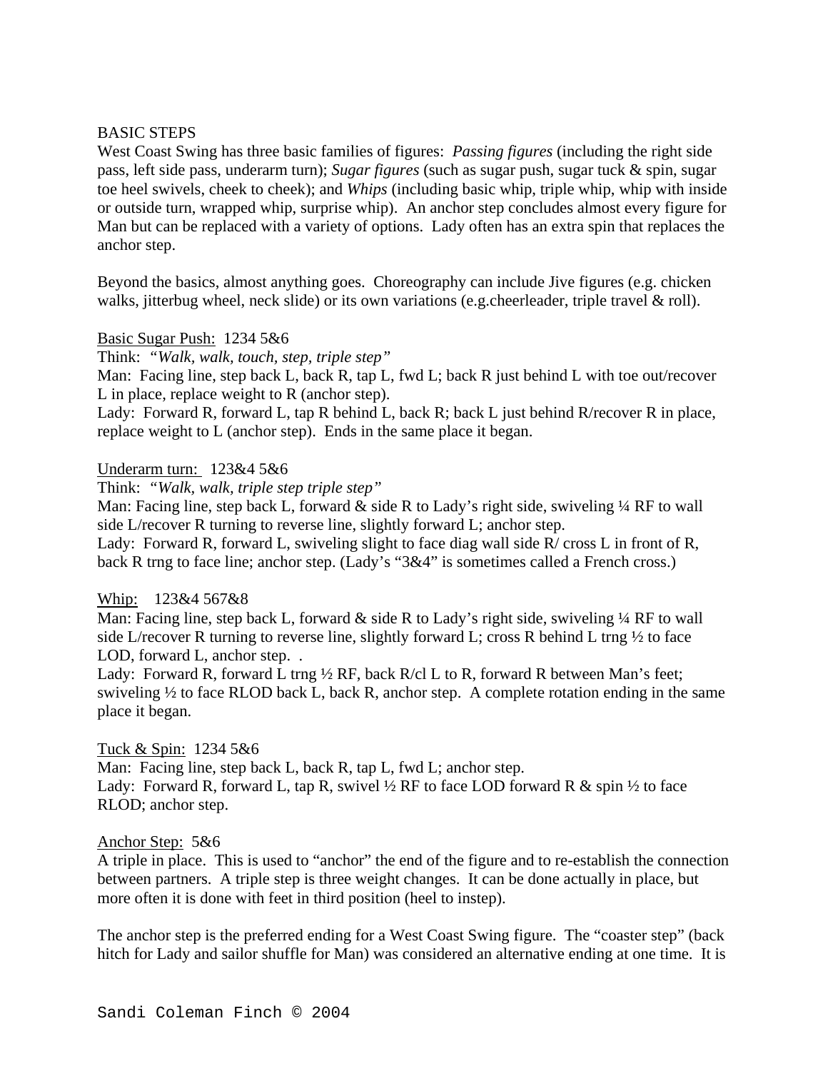BASIC STEPS

West Coast Swing has three basic families of figures: *Passing figures* (including the right side pass, left side pass, underarm turn); *Sugar figures* (such as sugar push, sugar tuck & spin, sugar toe heel swivels, cheek to cheek); and *Whips* (including basic whip, triple whip, whip with inside or outside turn, wrapped whip, surprise whip). An anchor step concludes almost every figure for Man but can be replaced with a variety of options. Lady often has an extra spin that replaces the anchor step.

Beyond the basics, almost anything goes. Choreography can include Jive figures (e.g. chicken walks, jitterbug wheel, neck slide) or its own variations (e.g.cheerleader, triple travel & roll).

<u>Basic Sugar Push:</u> 1234 5&6

Think: *"Walk, walk, touch, step, triple step"*

Man: Facing line, step back L, back R, tap L, fwd L; back R just behind L with toe out/recover L in place, replace weight to R (anchor step).

Lady: Forward R, forward L, tap R behind L, back R; back L just behind R/recover R in place, replace weight to L (anchor step). Ends in the same place it began.

<u>Underarm turn:</u> 123&4 5&6

Think: *"Walk, walk, triple step triple step"*

Man: Facing line, step back L, forward & side R to Lady's right side, swiveling ¼ RF to wall side L/recover R turning to reverse line, slightly forward L; anchor step.

Lady: Forward R, forward L, swiveling slight to face diag wall side R/ cross L in front of R, back R trng to face line; anchor step. (Lady's "3&4" is sometimes called a French cross.)

<u>Whip:</u> 123&4 567&8

Man: Facing line, step back L, forward & side R to Lady's right side, swiveling ¼ RF to wall side L/recover R turning to reverse line, slightly forward L; cross R behind L trng ½ to face LOD, forward L, anchor step. .

Lady: Forward R, forward L trng ½ RF, back R/cl L to R, forward R between Man's feet; swiveling ½ to face RLOD back L, back R, anchor step. A complete rotation ending in the same place it began.

<u>Tuck & Spin:</u> 1234 5&6

Man: Facing line, step back L, back R, tap L, fwd L; anchor step.

Lady: Forward R, forward L, tap R, swivel ½ RF to face LOD forward R & spin ½ to face RLOD; anchor step.

<u>Anchor Step:</u> 5&6

A triple in place. This is used to "anchor" the end of the figure and to re-establish the connection between partners. A triple step is three weight changes. It can be done actually in place, but more often it is done with feet in third position (heel to instep).

The anchor step is the preferred ending for a West Coast Swing figure. The "coaster step" (back hitch for Lady and sailor shuffle for Man) was considered an alternative ending at one time. It is

Sandi Coleman Finch © 2004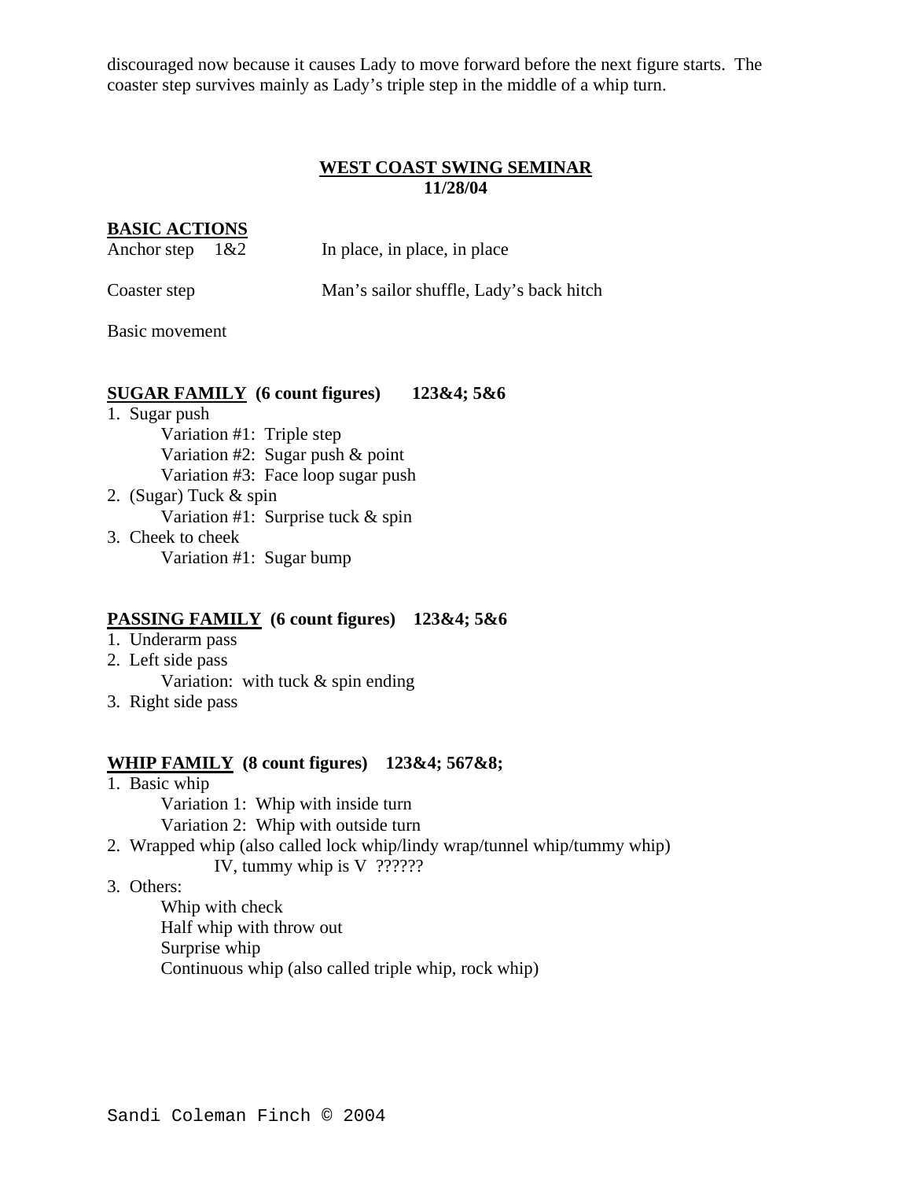discouraged now because it causes Lady to move forward before the next figure starts. The coaster step survives mainly as Lady's triple step in the middle of a whip turn.

## WEST COAST SWING SEMINAR
**11/28/04**

### BASIC ACTIONS

Anchor step 1&2 — In place, in place, in place

Coaster step — Man's sailor shuffle, Lady's back hitch

Basic movement

### SUGAR FAMILY (6 count figures) 123&4; 5&6

1. Sugar push
    - Variation #1: Triple step
    - Variation #2: Sugar push & point
    - Variation #3: Face loop sugar push
2. (Sugar) Tuck & spin
    - Variation #1: Surprise tuck & spin
3. Cheek to cheek
    - Variation #1: Sugar bump

### PASSING FAMILY (6 count figures) 123&4; 5&6

1. Underarm pass
2. Left side pass
    - Variation: with tuck & spin ending
3. Right side pass

### WHIP FAMILY (8 count figures) 123&4; 567&8;

1. Basic whip
    - Variation 1: Whip with inside turn
    - Variation 2: Whip with outside turn
2. Wrapped whip (also called lock whip/lindy wrap/tunnel whip/tummy whip)
    IV, tummy whip is V ??????
3. Others:
    - Whip with check
    - Half whip with throw out
    - Surprise whip
    - Continuous whip (also called triple whip, rock whip)

Sandi Coleman Finch © 2004